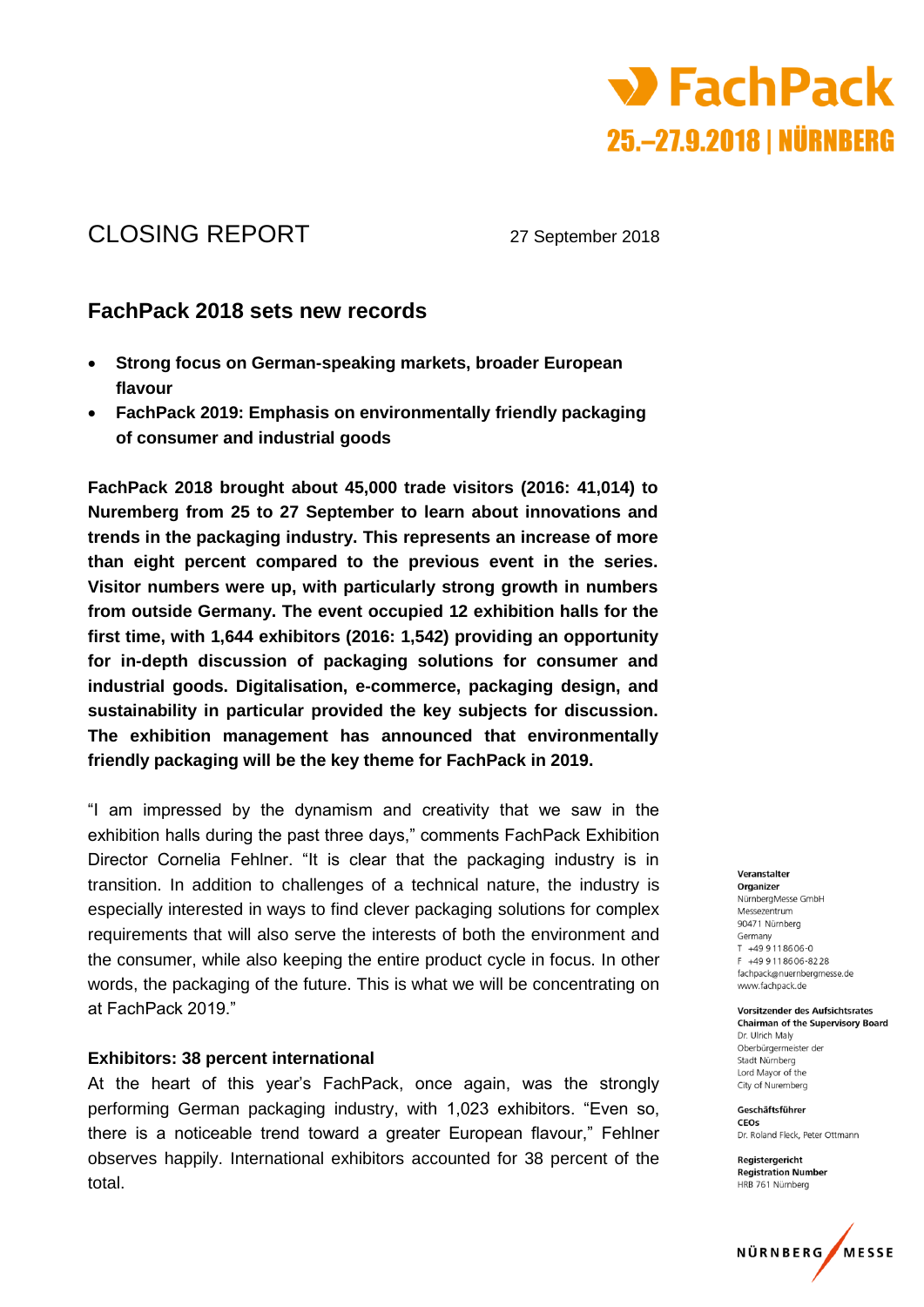# CLOSING REPORT

27 September 2018

## FachPack 2018 sets new records

- **Strong focus on German-speaking markets, broader European flavour**
- **FachPack 2019: Emphasis on environmentally friendly packaging of consumer and industrial goods**

**FachPack 2018 brought about 45,000 trade visitors (2016: 41,014) to Nuremberg from 25 to 27 September to learn about innovations and trends in the packaging industry. This represents an increase of more than eight percent compared to the previous event in the series. Visitor numbers were up, with particularly strong growth in numbers from outside Germany. The event occupied 12 exhibition halls for the first time, with 1,644 exhibitors (2016: 1,542) providing an opportunity for in-depth discussion of packaging solutions for consumer and industrial goods. Digitalisation, e-commerce, packaging design, and sustainability in particular provided the key subjects for discussion. The exhibition management has announced that environmentally friendly packaging will be the key theme for FachPack in 2019.**

"I am impressed by the dynamism and creativity that we saw in the exhibition halls during the past three days," comments FachPack Exhibition Director Cornelia Fehlner. "It is clear that the packaging industry is in transition. In addition to challenges of a technical nature, the industry is especially interested in ways to find clever packaging solutions for complex requirements that will also serve the interests of both the environment and the consumer, while also keeping the entire product cycle in focus. In other words, the packaging of the future. This is what we will be concentrating on at FachPack 2019."

### Exhibitors: 38 percent international

At the heart of this year's FachPack, once again, was the strongly performing German packaging industry, with 1,023 exhibitors. "Even so, there is a noticeable trend toward a greater European flavour," Fehlner observes happily. International exhibitors accounted for 38 percent of the total.

**Veranstalter**
**Organizer**
NürnbergMesse GmbH
Messezentrum
90471 Nürnberg
Germany
T +49 9 11 86 06-0
F +49 9 11 86 06-82 28
fachpack@nuernbergmesse.de
www.fachpack.de

**Vorsitzender des Aufsichtsrates**
**Chairman of the Supervisory Board**
Dr. Ulrich Maly
Oberbürgermeister der Stadt Nürnberg
Lord Mayor of the City of Nuremberg

**Geschäftsführer**
**CEOs**
Dr. Roland Fleck, Peter Ottmann

**Registergericht**
**Registration Number**
HRB 761 Nürnberg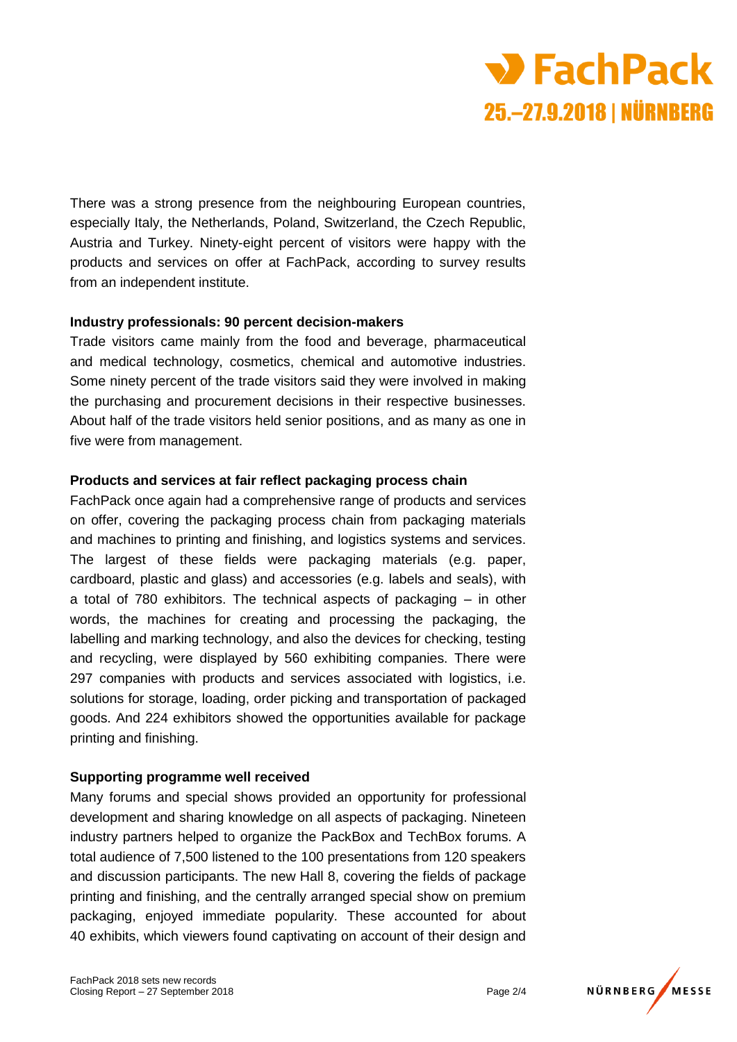There was a strong presence from the neighbouring European countries, especially Italy, the Netherlands, Poland, Switzerland, the Czech Republic, Austria and Turkey. Ninety-eight percent of visitors were happy with the products and services on offer at FachPack, according to survey results from an independent institute.

**Industry professionals: 90 percent decision-makers**

Trade visitors came mainly from the food and beverage, pharmaceutical and medical technology, cosmetics, chemical and automotive industries. Some ninety percent of the trade visitors said they were involved in making the purchasing and procurement decisions in their respective businesses. About half of the trade visitors held senior positions, and as many as one in five were from management.

**Products and services at fair reflect packaging process chain**

FachPack once again had a comprehensive range of products and services on offer, covering the packaging process chain from packaging materials and machines to printing and finishing, and logistics systems and services. The largest of these fields were packaging materials (e.g. paper, cardboard, plastic and glass) and accessories (e.g. labels and seals), with a total of 780 exhibitors. The technical aspects of packaging – in other words, the machines for creating and processing the packaging, the labelling and marking technology, and also the devices for checking, testing and recycling, were displayed by 560 exhibiting companies. There were 297 companies with products and services associated with logistics, i.e. solutions for storage, loading, order picking and transportation of packaged goods. And 224 exhibitors showed the opportunities available for package printing and finishing.

**Supporting programme well received**

Many forums and special shows provided an opportunity for professional development and sharing knowledge on all aspects of packaging. Nineteen industry partners helped to organize the PackBox and TechBox forums. A total audience of 7,500 listened to the 100 presentations from 120 speakers and discussion participants. The new Hall 8, covering the fields of package printing and finishing, and the centrally arranged special show on premium packaging, enjoyed immediate popularity. These accounted for about 40 exhibits, which viewers found captivating on account of their design and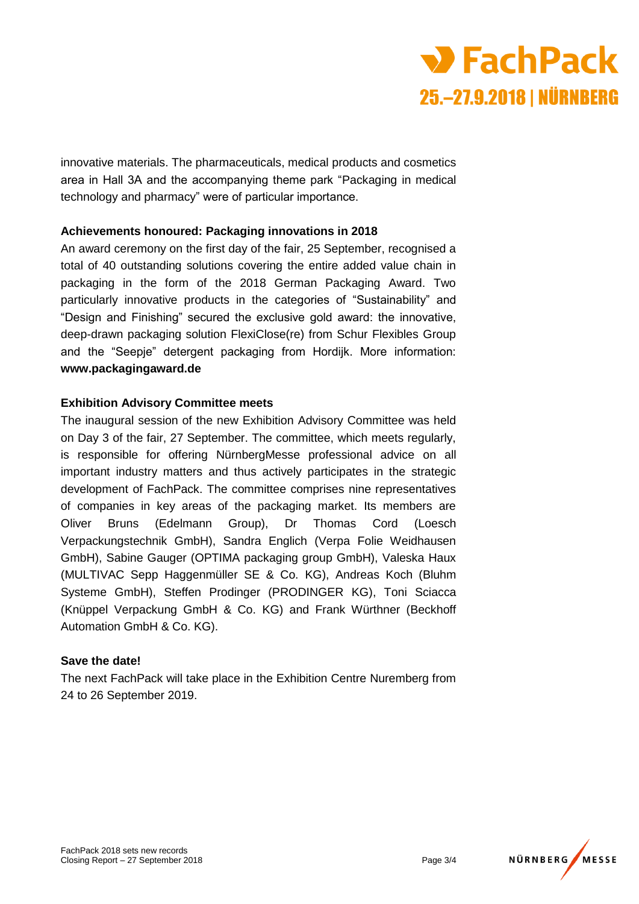innovative materials. The pharmaceuticals, medical products and cosmetics area in Hall 3A and the accompanying theme park "Packaging in medical technology and pharmacy" were of particular importance.

**Achievements honoured: Packaging innovations in 2018**

An award ceremony on the first day of the fair, 25 September, recognised a total of 40 outstanding solutions covering the entire added value chain in packaging in the form of the 2018 German Packaging Award. Two particularly innovative products in the categories of "Sustainability" and "Design and Finishing" secured the exclusive gold award: the innovative, deep-drawn packaging solution FlexiClose(re) from Schur Flexibles Group and the "Seepje" detergent packaging from Hordijk. More information: **www.packagingaward.de**

**Exhibition Advisory Committee meets**

The inaugural session of the new Exhibition Advisory Committee was held on Day 3 of the fair, 27 September. The committee, which meets regularly, is responsible for offering NürnbergMesse professional advice on all important industry matters and thus actively participates in the strategic development of FachPack. The committee comprises nine representatives of companies in key areas of the packaging market. Its members are Oliver Bruns (Edelmann Group), Dr Thomas Cord (Loesch Verpackungstechnik GmbH), Sandra Englich (Verpa Folie Weidhausen GmbH), Sabine Gauger (OPTIMA packaging group GmbH), Valeska Haux (MULTIVAC Sepp Haggenmüller SE & Co. KG), Andreas Koch (Bluhm Systeme GmbH), Steffen Prodinger (PRODINGER KG), Toni Sciacca (Knüppel Verpackung GmbH & Co. KG) and Frank Würthner (Beckhoff Automation GmbH & Co. KG).

**Save the date!**

The next FachPack will take place in the Exhibition Centre Nuremberg from 24 to 26 September 2019.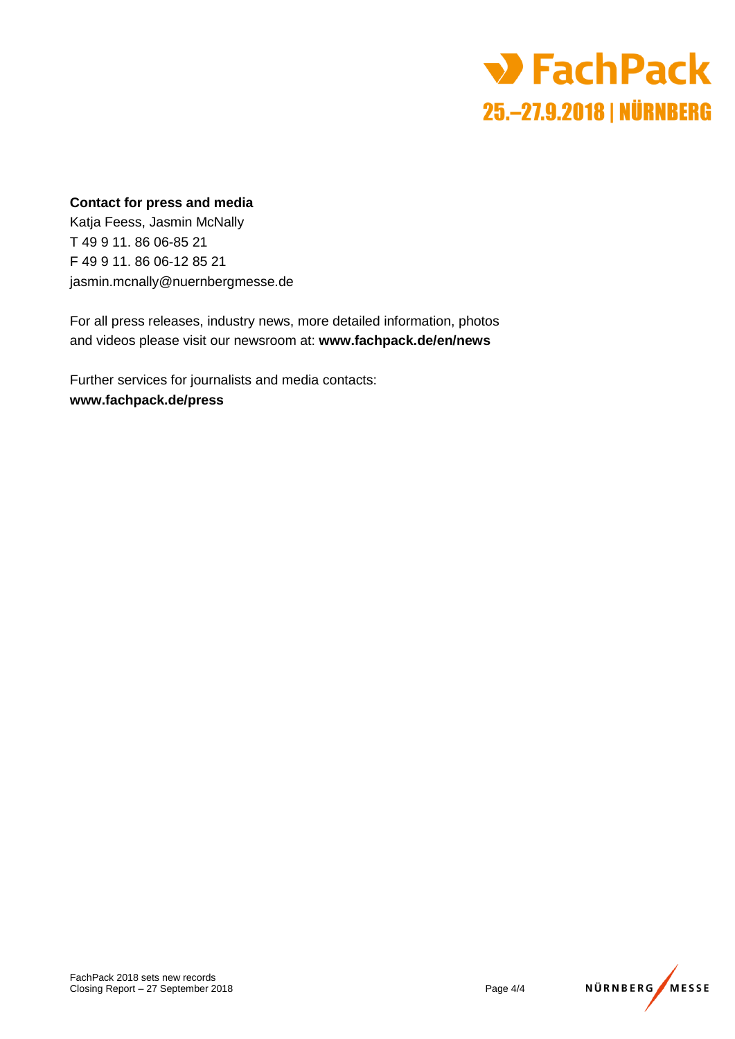**Contact for press and media**
Katja Feess, Jasmin McNally
T 49 9 11. 86 06-85 21
F 49 9 11. 86 06-12 85 21
jasmin.mcnally@nuernbergmesse.de

For all press releases, industry news, more detailed information, photos and videos please visit our newsroom at: **www.fachpack.de/en/news**

Further services for journalists and media contacts:
**www.fachpack.de/press**